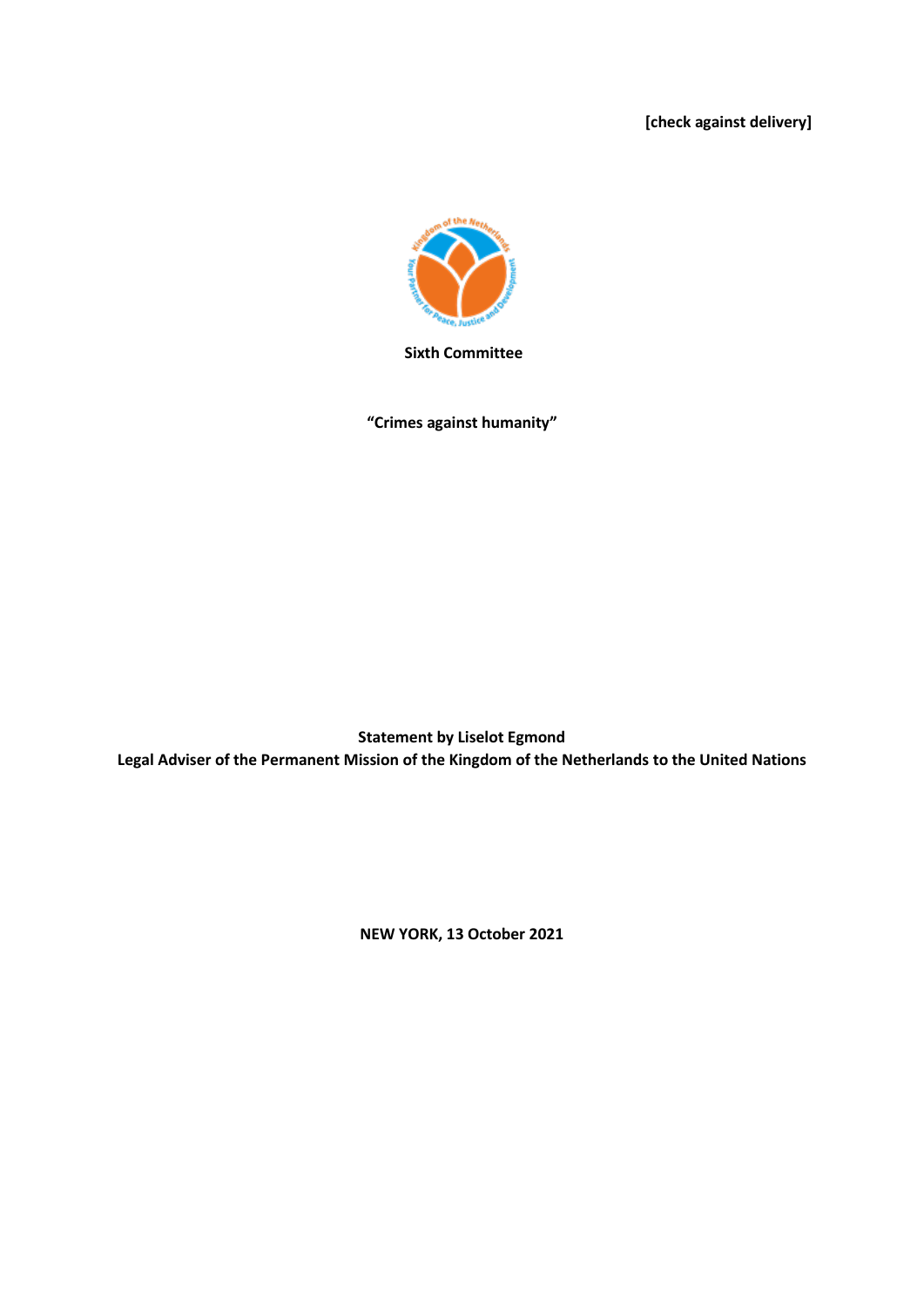**[check against delivery]**

**Sixth Committee**

**"Crimes against humanity"**

**Statement by Liselot Egmond**
**Legal Adviser of the Permanent Mission of the Kingdom of the Netherlands to the United Nations**

**NEW YORK, 13 October 2021**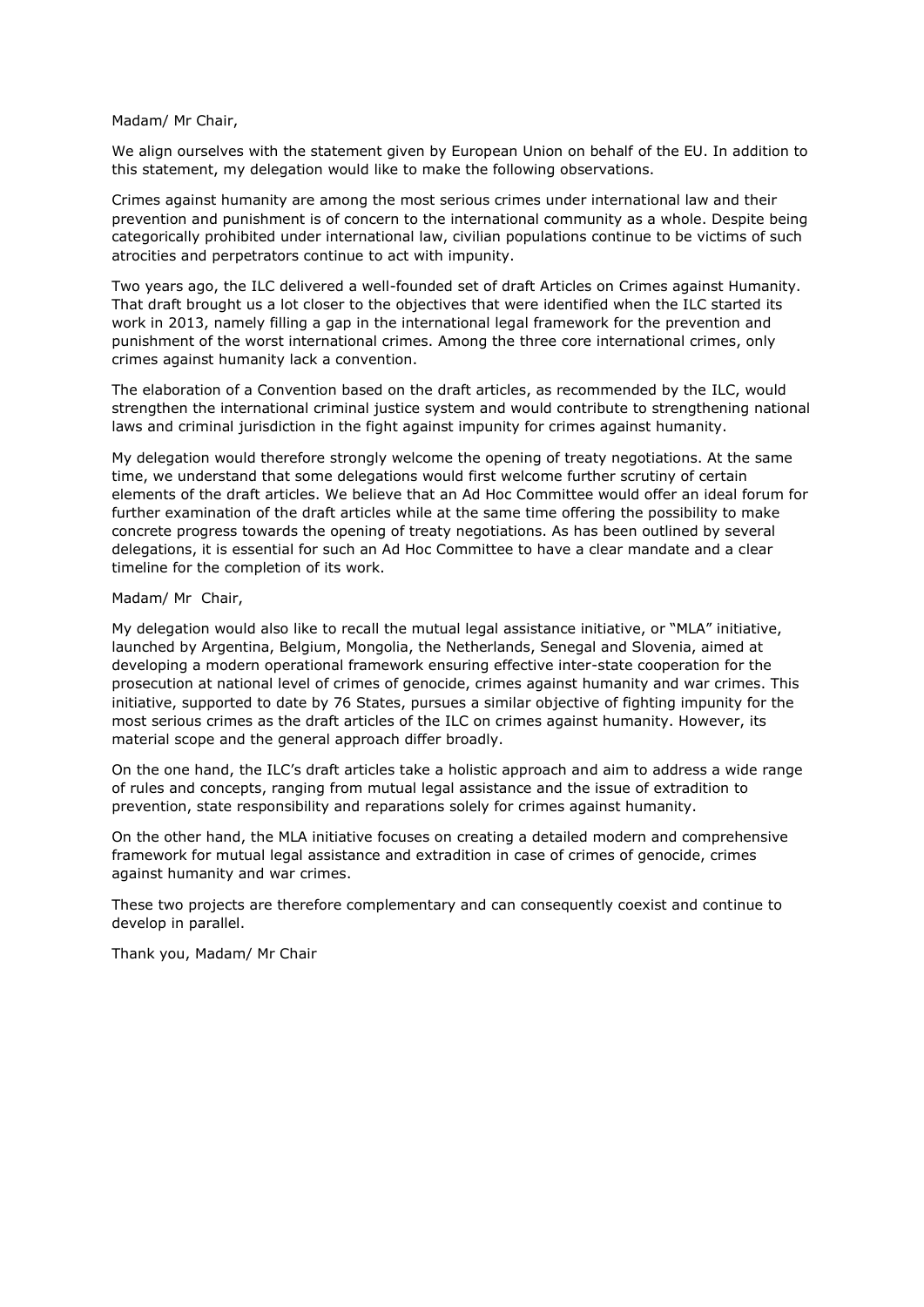Madam/ Mr Chair,

We align ourselves with the statement given by European Union on behalf of the EU. In addition to this statement, my delegation would like to make the following observations.

Crimes against humanity are among the most serious crimes under international law and their prevention and punishment is of concern to the international community as a whole. Despite being categorically prohibited under international law, civilian populations continue to be victims of such atrocities and perpetrators continue to act with impunity.

Two years ago, the ILC delivered a well-founded set of draft Articles on Crimes against Humanity. That draft brought us a lot closer to the objectives that were identified when the ILC started its work in 2013, namely filling a gap in the international legal framework for the prevention and punishment of the worst international crimes. Among the three core international crimes, only crimes against humanity lack a convention.

The elaboration of a Convention based on the draft articles, as recommended by the ILC, would strengthen the international criminal justice system and would contribute to strengthening national laws and criminal jurisdiction in the fight against impunity for crimes against humanity.

My delegation would therefore strongly welcome the opening of treaty negotiations. At the same time, we understand that some delegations would first welcome further scrutiny of certain elements of the draft articles. We believe that an Ad Hoc Committee would offer an ideal forum for further examination of the draft articles while at the same time offering the possibility to make concrete progress towards the opening of treaty negotiations. As has been outlined by several delegations, it is essential for such an Ad Hoc Committee to have a clear mandate and a clear timeline for the completion of its work.

Madam/ Mr Chair,

My delegation would also like to recall the mutual legal assistance initiative, or "MLA" initiative, launched by Argentina, Belgium, Mongolia, the Netherlands, Senegal and Slovenia, aimed at developing a modern operational framework ensuring effective inter-state cooperation for the prosecution at national level of crimes of genocide, crimes against humanity and war crimes. This initiative, supported to date by 76 States, pursues a similar objective of fighting impunity for the most serious crimes as the draft articles of the ILC on crimes against humanity. However, its material scope and the general approach differ broadly.

On the one hand, the ILC's draft articles take a holistic approach and aim to address a wide range of rules and concepts, ranging from mutual legal assistance and the issue of extradition to prevention, state responsibility and reparations solely for crimes against humanity.

On the other hand, the MLA initiative focuses on creating a detailed modern and comprehensive framework for mutual legal assistance and extradition in case of crimes of genocide, crimes against humanity and war crimes.

These two projects are therefore complementary and can consequently coexist and continue to develop in parallel.

Thank you, Madam/ Mr Chair